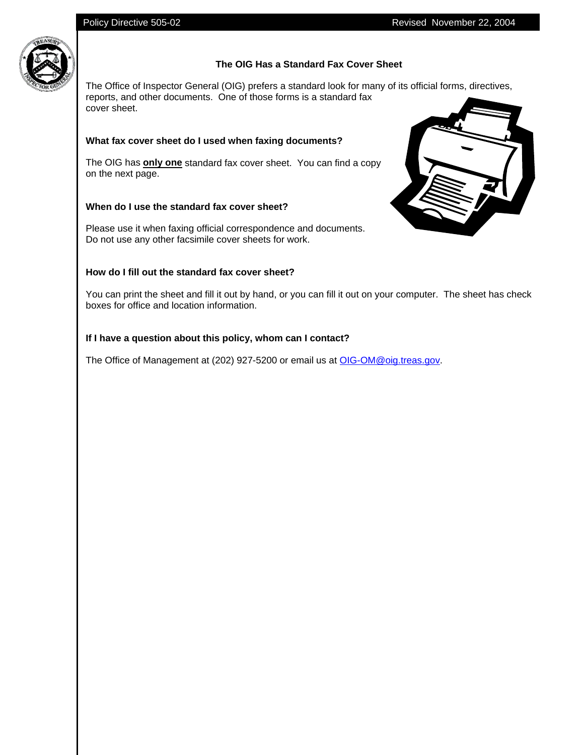# The OIG Has a Standard Fax Cover Sheet

The Office of Inspector General (OIG) prefers a standard look for many of its official forms, directives, reports, and other documents. One of those forms is a standard fax cover sheet.

**What fax cover sheet do I used when faxing documents?**

The OIG has **only one** standard fax cover sheet. You can find a copy on the next page.

**When do I use the standard fax cover sheet?**

Please use it when faxing official correspondence and documents. Do not use any other facsimile cover sheets for work.

**How do I fill out the standard fax cover sheet?**

You can print the sheet and fill it out by hand, or you can fill it out on your computer. The sheet has check boxes for office and location information.

**If I have a question about this policy, whom can I contact?**

The Office of Management at (202) 927-5200 or email us at OIG-OM@oig.treas.gov.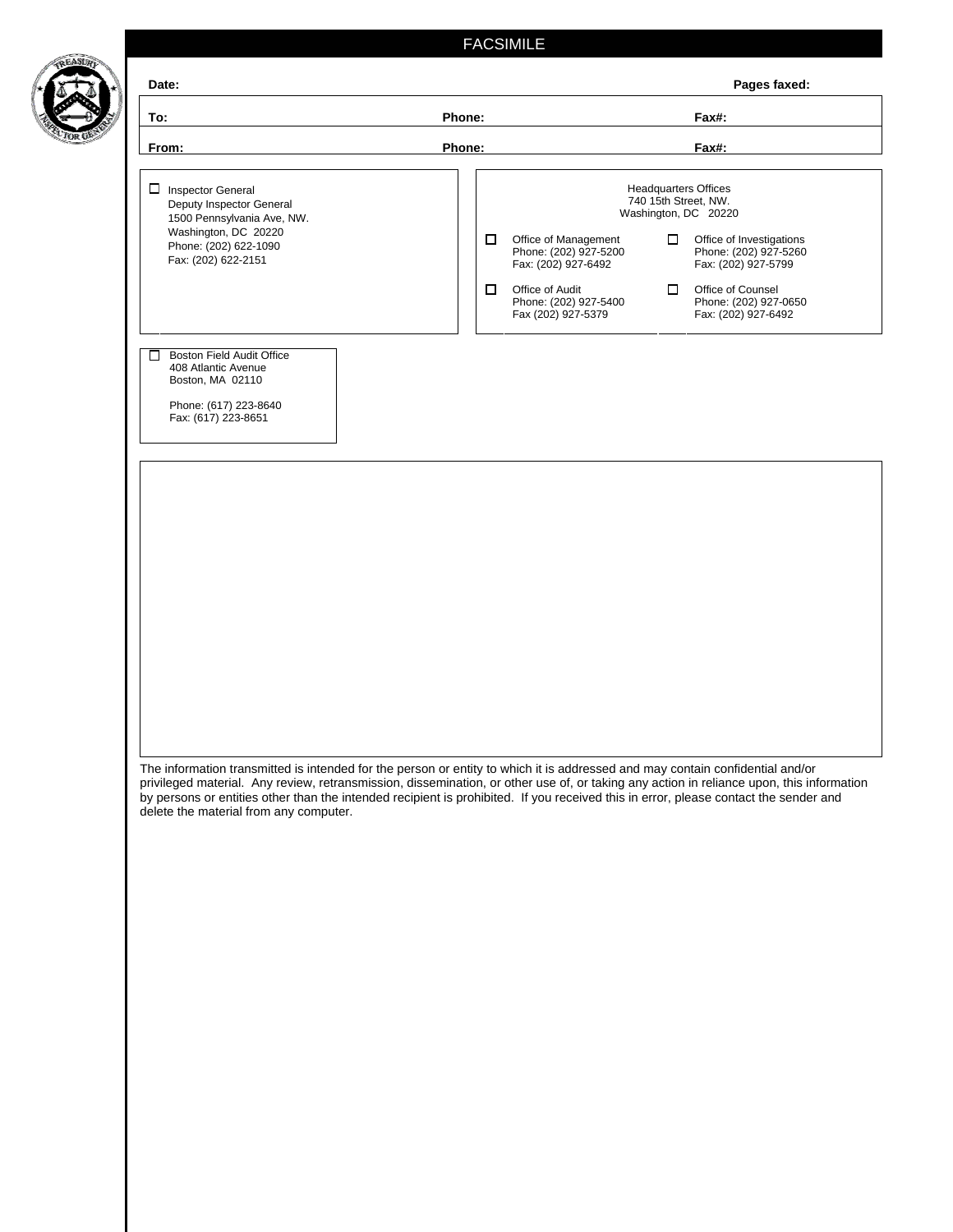# FACSIMILE

| | | |
|---|---|---|
| **Date:** | | **Pages faxed:** |
| **To:** | **Phone:** | **Fax#:** |
| **From:** | **Phone:** | **Fax#:** |

☐ Inspector General
Deputy Inspector General
1500 Pennsylvania Ave, NW.
Washington, DC 20220
Phone: (202) 622-1090
Fax: (202) 622-2151

Headquarters Offices
740 15th Street, NW.
Washington, DC 20220

☐ Office of Management
Phone: (202) 927-5200
Fax: (202) 927-6492

☐ Office of Investigations
Phone: (202) 927-5260
Fax: (202) 927-5799

☐ Office of Audit
Phone: (202) 927-5400
Fax (202) 927-5379

☐ Office of Counsel
Phone: (202) 927-0650
Fax: (202) 927-6492

☐ Boston Field Audit Office
408 Atlantic Avenue
Boston, MA 02110

Phone: (617) 223-8640
Fax: (617) 223-8651

The information transmitted is intended for the person or entity to which it is addressed and may contain confidential and/or privileged material. Any review, retransmission, dissemination, or other use of, or taking any action in reliance upon, this information by persons or entities other than the intended recipient is prohibited. If you received this in error, please contact the sender and delete the material from any computer.